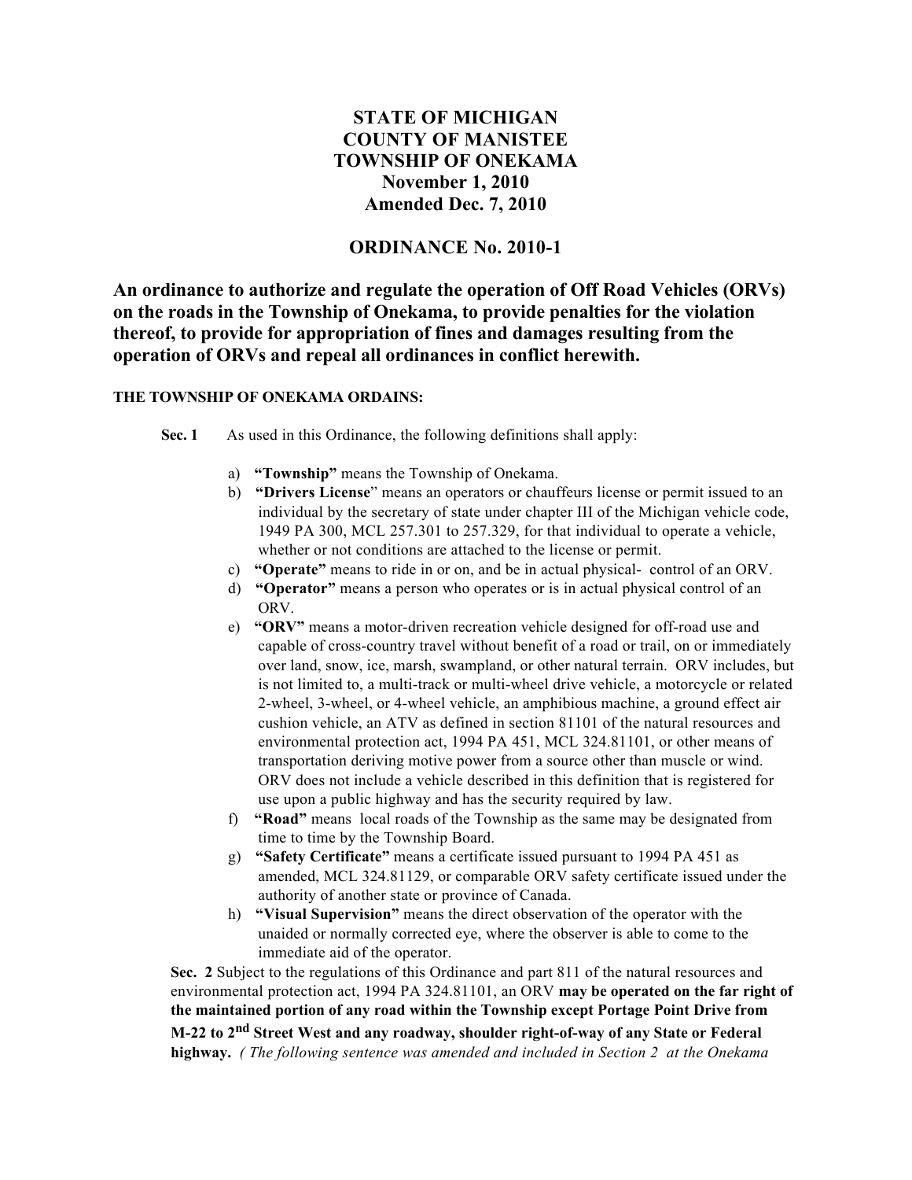# STATE OF MICHIGAN
# COUNTY OF MANISTEE
# TOWNSHIP OF ONEKAMA
# November 1, 2010
# Amended Dec. 7, 2010

## ORDINANCE No. 2010-1

**An ordinance to authorize and regulate the operation of Off Road Vehicles (ORVs) on the roads in the Township of Onekama, to provide penalties for the violation thereof, to provide for appropriation of fines and damages resulting from the operation of ORVs and repeal all ordinances in conflict herewith.**

**THE TOWNSHIP OF ONEKAMA ORDAINS:**

**Sec. 1** As used in this Ordinance, the following definitions shall apply:

a) **"Township"** means the Township of Onekama.
b) **"Drivers License"** means an operators or chauffeurs license or permit issued to an individual by the secretary of state under chapter III of the Michigan vehicle code, 1949 PA 300, MCL 257.301 to 257.329, for that individual to operate a vehicle, whether or not conditions are attached to the license or permit.
c) **"Operate"** means to ride in or on, and be in actual physical- control of an ORV.
d) **"Operator"** means a person who operates or is in actual physical control of an ORV.
e) **"ORV"** means a motor-driven recreation vehicle designed for off-road use and capable of cross-country travel without benefit of a road or trail, on or immediately over land, snow, ice, marsh, swampland, or other natural terrain. ORV includes, but is not limited to, a multi-track or multi-wheel drive vehicle, a motorcycle or related 2-wheel, 3-wheel, or 4-wheel vehicle, an amphibious machine, a ground effect air cushion vehicle, an ATV as defined in section 81101 of the natural resources and environmental protection act, 1994 PA 451, MCL 324.81101, or other means of transportation deriving motive power from a source other than muscle or wind. ORV does not include a vehicle described in this definition that is registered for use upon a public highway and has the security required by law.
f) **"Road"** means local roads of the Township as the same may be designated from time to time by the Township Board.
g) **"Safety Certificate"** means a certificate issued pursuant to 1994 PA 451 as amended, MCL 324.81129, or comparable ORV safety certificate issued under the authority of another state or province of Canada.
h) **"Visual Supervision"** means the direct observation of the operator with the unaided or normally corrected eye, where the observer is able to come to the immediate aid of the operator.

**Sec. 2** Subject to the regulations of this Ordinance and part 811 of the natural resources and environmental protection act, 1994 PA 324.81101, an ORV **may be operated on the far right of the maintained portion of any road within the Township except Portage Point Drive from M-22 to 2nd Street West and any roadway, shoulder right-of-way of any State or Federal highway.** *( The following sentence was amended and included in Section 2 at the Onekama*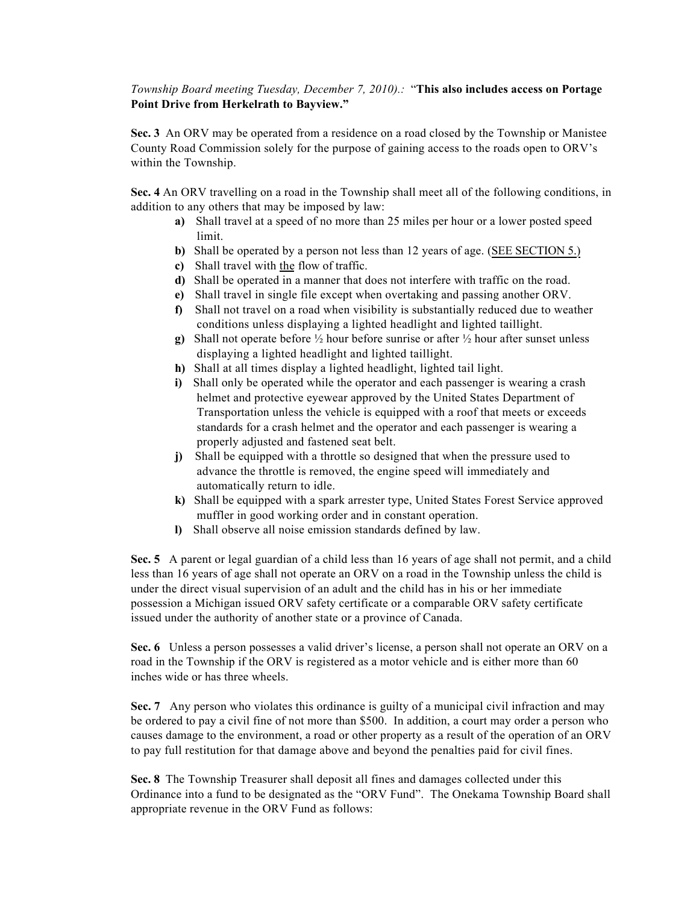*Township Board meeting Tuesday, December 7, 2010).:* "**This also includes access on Portage Point Drive from Herkelrath to Bayview."**

**Sec. 3** An ORV may be operated from a residence on a road closed by the Township or Manistee County Road Commission solely for the purpose of gaining access to the roads open to ORV's within the Township.

**Sec. 4** An ORV travelling on a road in the Township shall meet all of the following conditions, in addition to any others that may be imposed by law:

- **a)** Shall travel at a speed of no more than 25 miles per hour or a lower posted speed limit.
- **b)** Shall be operated by a person not less than 12 years of age. (<u>SEE SECTION 5.)</u>
- **c)** Shall travel with <u>the</u> flow of traffic.
- **d)** Shall be operated in a manner that does not interfere with traffic on the road.
- **e)** Shall travel in single file except when overtaking and passing another ORV.
- **f)** Shall not travel on a road when visibility is substantially reduced due to weather conditions unless displaying a lighted headlight and lighted taillight.
- **g)** Shall not operate before ½ hour before sunrise or after ½ hour after sunset unless displaying a lighted headlight and lighted taillight.
- **h)** Shall at all times display a lighted headlight, lighted tail light.
- **i)** Shall only be operated while the operator and each passenger is wearing a crash helmet and protective eyewear approved by the United States Department of Transportation unless the vehicle is equipped with a roof that meets or exceeds standards for a crash helmet and the operator and each passenger is wearing a properly adjusted and fastened seat belt.
- **j)** Shall be equipped with a throttle so designed that when the pressure used to advance the throttle is removed, the engine speed will immediately and automatically return to idle.
- **k)** Shall be equipped with a spark arrester type, United States Forest Service approved muffler in good working order and in constant operation.
- **l)** Shall observe all noise emission standards defined by law.

**Sec. 5** A parent or legal guardian of a child less than 16 years of age shall not permit, and a child less than 16 years of age shall not operate an ORV on a road in the Township unless the child is under the direct visual supervision of an adult and the child has in his or her immediate possession a Michigan issued ORV safety certificate or a comparable ORV safety certificate issued under the authority of another state or a province of Canada.

**Sec. 6** Unless a person possesses a valid driver's license, a person shall not operate an ORV on a road in the Township if the ORV is registered as a motor vehicle and is either more than 60 inches wide or has three wheels.

**Sec. 7** Any person who violates this ordinance is guilty of a municipal civil infraction and may be ordered to pay a civil fine of not more than $500. In addition, a court may order a person who causes damage to the environment, a road or other property as a result of the operation of an ORV to pay full restitution for that damage above and beyond the penalties paid for civil fines.

**Sec. 8** The Township Treasurer shall deposit all fines and damages collected under this Ordinance into a fund to be designated as the "ORV Fund". The Onekama Township Board shall appropriate revenue in the ORV Fund as follows: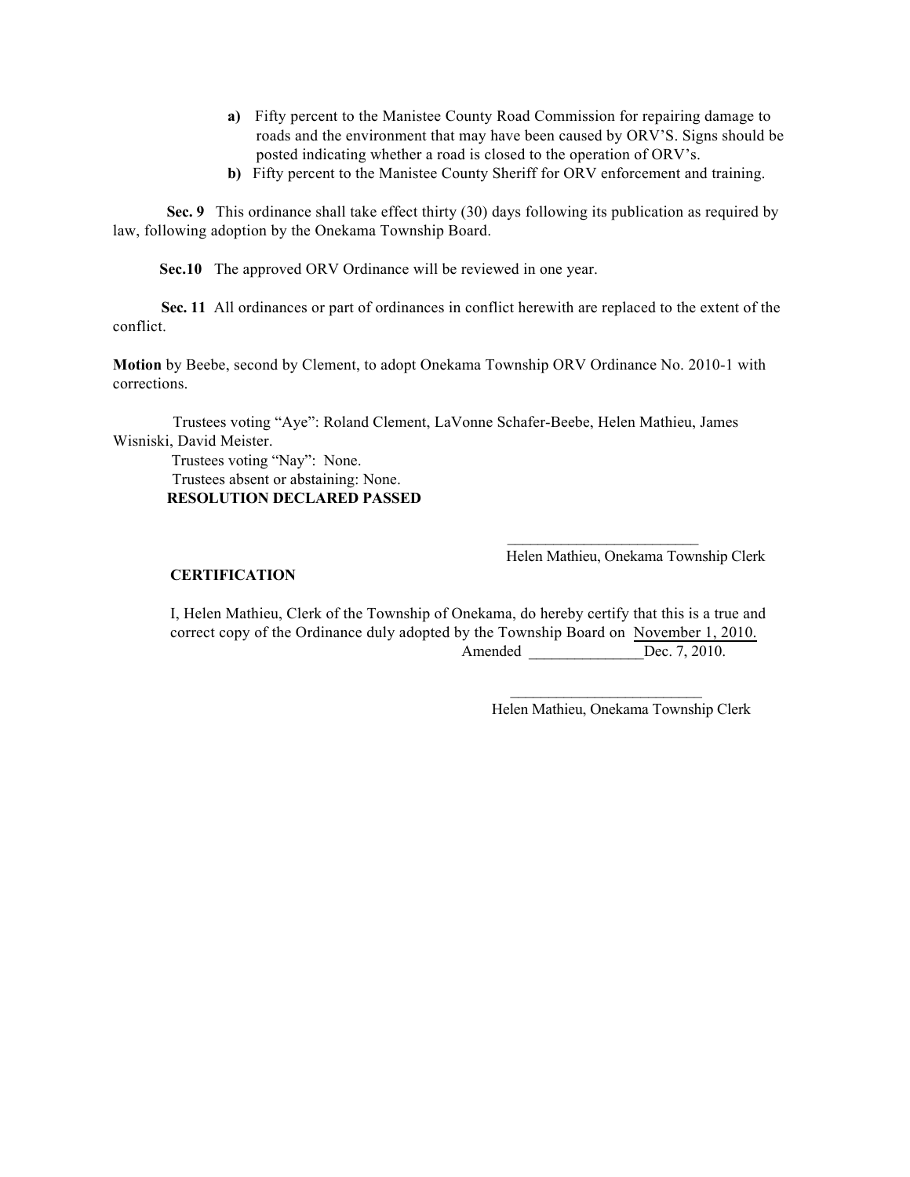**a)** Fifty percent to the Manistee County Road Commission for repairing damage to roads and the environment that may have been caused by ORV'S. Signs should be posted indicating whether a road is closed to the operation of ORV's.

**b)** Fifty percent to the Manistee County Sheriff for ORV enforcement and training.

**Sec. 9** This ordinance shall take effect thirty (30) days following its publication as required by law, following adoption by the Onekama Township Board.

**Sec.10** The approved ORV Ordinance will be reviewed in one year.

**Sec. 11** All ordinances or part of ordinances in conflict herewith are replaced to the extent of the conflict.

**Motion** by Beebe, second by Clement, to adopt Onekama Township ORV Ordinance No. 2010-1 with corrections.

Trustees voting "Aye": Roland Clement, LaVonne Schafer-Beebe, Helen Mathieu, James Wisniski, David Meister.
Trustees voting "Nay": None.
Trustees absent or abstaining: None.
**RESOLUTION DECLARED PASSED**

\_\_\_\_\_\_\_\_\_\_\_\_\_\_\_\_\_\_\_\_\_\_\_\_\_
Helen Mathieu, Onekama Township Clerk

**CERTIFICATION**

I, Helen Mathieu, Clerk of the Township of Onekama, do hereby certify that this is a true and correct copy of the Ordinance duly adopted by the Township Board on November 1, 2010.
Amended \_\_\_\_\_\_\_\_\_\_\_\_\_\_\_Dec. 7, 2010.

\_\_\_\_\_\_\_\_\_\_\_\_\_\_\_\_\_\_\_\_\_\_\_\_\_
Helen Mathieu, Onekama Township Clerk